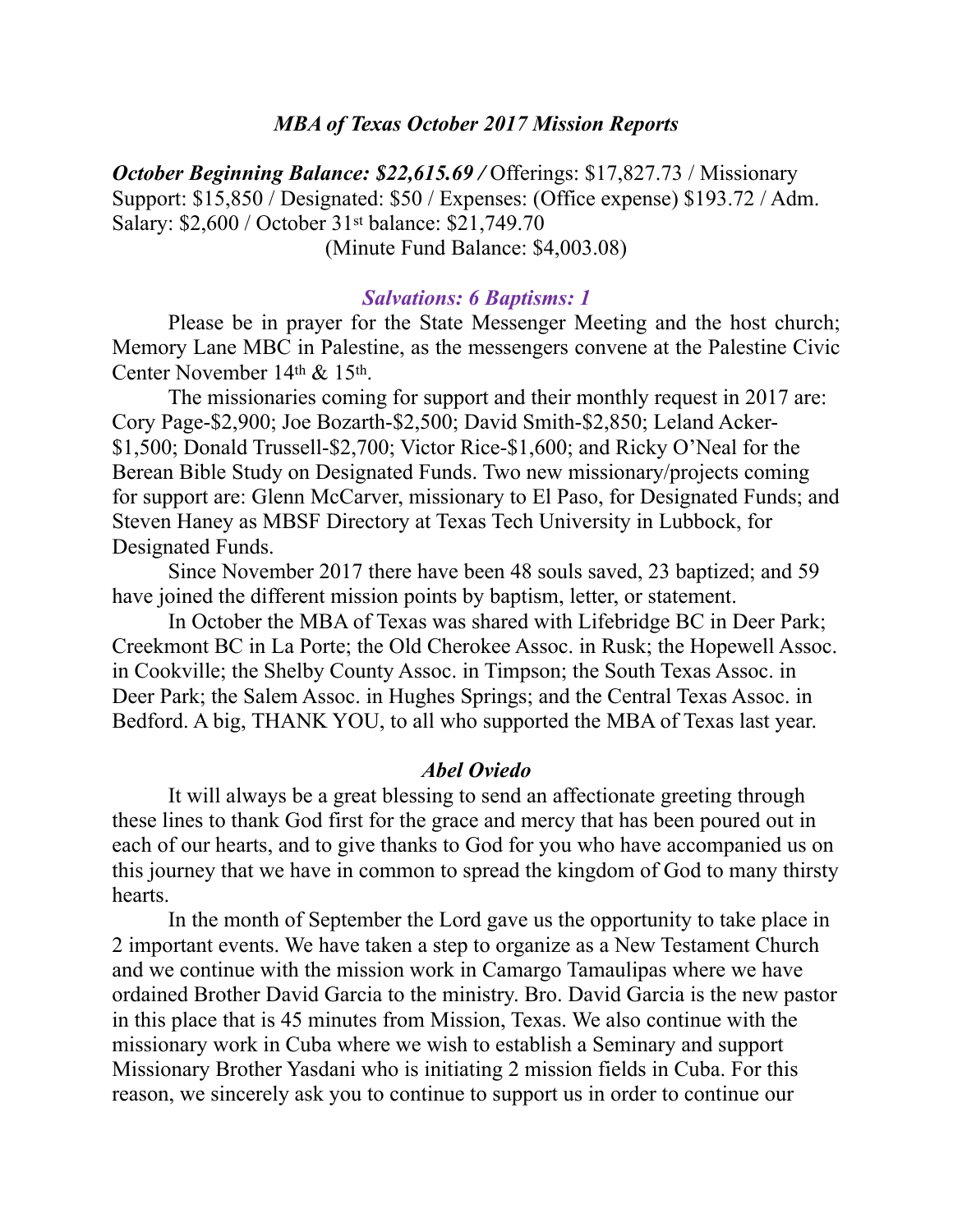### *MBA of Texas October 2017 Mission Reports*

***October Beginning Balance: $22,615.69 /*** Offerings: $17,827.73 / Missionary Support: $15,850 / Designated: $50 / Expenses: (Office expense) $193.72 / Adm. Salary: $2,600 / October 31st balance: $21,749.70

(Minute Fund Balance: $4,003.08)

### *Salvations: 6 Baptisms: 1*

Please be in prayer for the State Messenger Meeting and the host church; Memory Lane MBC in Palestine, as the messengers convene at the Palestine Civic Center November 14th & 15th.

The missionaries coming for support and their monthly request in 2017 are: Cory Page-$2,900; Joe Bozarth-$2,500; David Smith-$2,850; Leland Acker-$1,500; Donald Trussell-$2,700; Victor Rice-$1,600; and Ricky O'Neal for the Berean Bible Study on Designated Funds. Two new missionary/projects coming for support are: Glenn McCarver, missionary to El Paso, for Designated Funds; and Steven Haney as MBSF Directory at Texas Tech University in Lubbock, for Designated Funds.

Since November 2017 there have been 48 souls saved, 23 baptized; and 59 have joined the different mission points by baptism, letter, or statement.

In October the MBA of Texas was shared with Lifebridge BC in Deer Park; Creekmont BC in La Porte; the Old Cherokee Assoc. in Rusk; the Hopewell Assoc. in Cookville; the Shelby County Assoc. in Timpson; the South Texas Assoc. in Deer Park; the Salem Assoc. in Hughes Springs; and the Central Texas Assoc. in Bedford. A big, THANK YOU, to all who supported the MBA of Texas last year.

### *Abel Oviedo*

It will always be a great blessing to send an affectionate greeting through these lines to thank God first for the grace and mercy that has been poured out in each of our hearts, and to give thanks to God for you who have accompanied us on this journey that we have in common to spread the kingdom of God to many thirsty hearts.

In the month of September the Lord gave us the opportunity to take place in 2 important events. We have taken a step to organize as a New Testament Church and we continue with the mission work in Camargo Tamaulipas where we have ordained Brother David Garcia to the ministry. Bro. David Garcia is the new pastor in this place that is 45 minutes from Mission, Texas. We also continue with the missionary work in Cuba where we wish to establish a Seminary and support Missionary Brother Yasdani who is initiating 2 mission fields in Cuba. For this reason, we sincerely ask you to continue to support us in order to continue our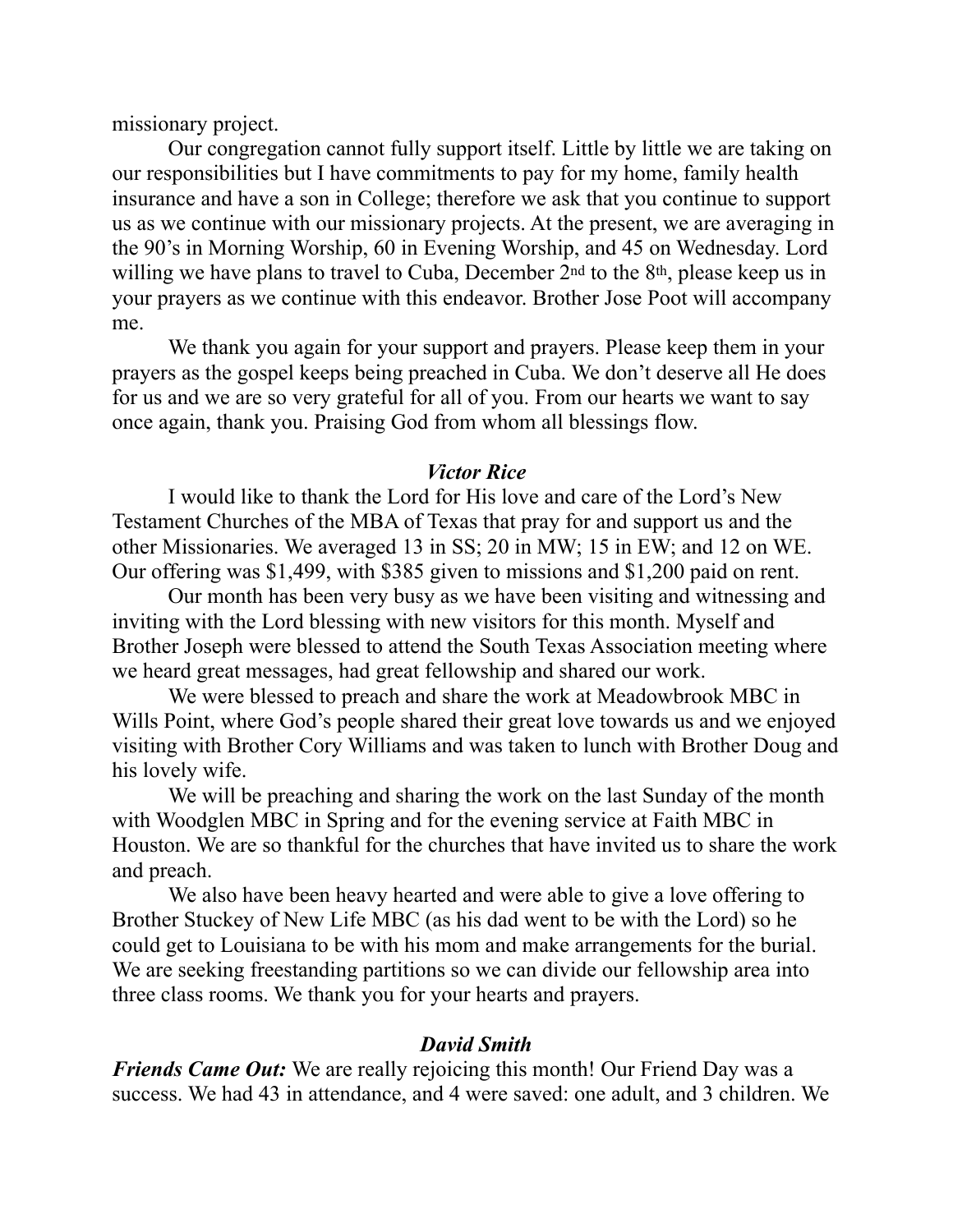missionary project.

Our congregation cannot fully support itself. Little by little we are taking on our responsibilities but I have commitments to pay for my home, family health insurance and have a son in College; therefore we ask that you continue to support us as we continue with our missionary projects. At the present, we are averaging in the 90's in Morning Worship, 60 in Evening Worship, and 45 on Wednesday. Lord willing we have plans to travel to Cuba, December 2nd to the 8th, please keep us in your prayers as we continue with this endeavor. Brother Jose Poot will accompany me.

We thank you again for your support and prayers. Please keep them in your prayers as the gospel keeps being preached in Cuba. We don't deserve all He does for us and we are so very grateful for all of you. From our hearts we want to say once again, thank you. Praising God from whom all blessings flow.

### *Victor Rice*

I would like to thank the Lord for His love and care of the Lord's New Testament Churches of the MBA of Texas that pray for and support us and the other Missionaries. We averaged 13 in SS; 20 in MW; 15 in EW; and 12 on WE. Our offering was $1,499, with $385 given to missions and $1,200 paid on rent.

Our month has been very busy as we have been visiting and witnessing and inviting with the Lord blessing with new visitors for this month. Myself and Brother Joseph were blessed to attend the South Texas Association meeting where we heard great messages, had great fellowship and shared our work.

We were blessed to preach and share the work at Meadowbrook MBC in Wills Point, where God's people shared their great love towards us and we enjoyed visiting with Brother Cory Williams and was taken to lunch with Brother Doug and his lovely wife.

We will be preaching and sharing the work on the last Sunday of the month with Woodglen MBC in Spring and for the evening service at Faith MBC in Houston. We are so thankful for the churches that have invited us to share the work and preach.

We also have been heavy hearted and were able to give a love offering to Brother Stuckey of New Life MBC (as his dad went to be with the Lord) so he could get to Louisiana to be with his mom and make arrangements for the burial. We are seeking freestanding partitions so we can divide our fellowship area into three class rooms. We thank you for your hearts and prayers.

### *David Smith*

***Friends Came Out:*** We are really rejoicing this month! Our Friend Day was a success. We had 43 in attendance, and 4 were saved: one adult, and 3 children. We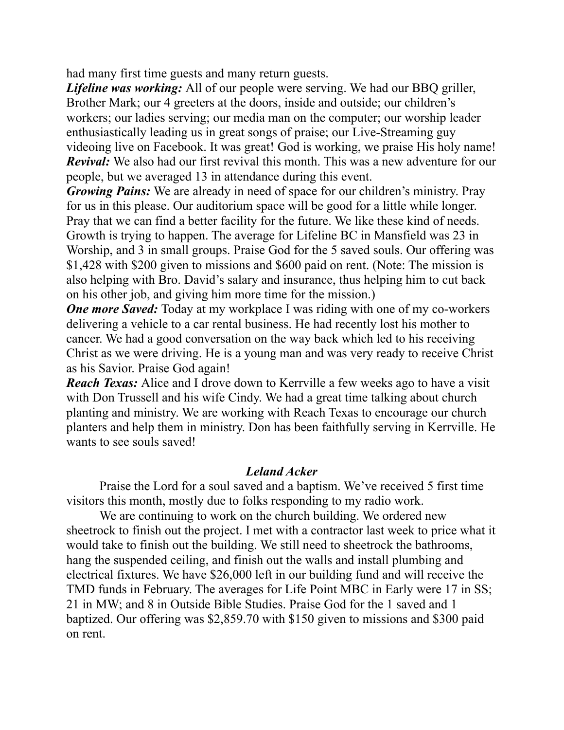had many first time guests and many return guests.

***Lifeline was working:*** All of our people were serving. We had our BBQ griller, Brother Mark; our 4 greeters at the doors, inside and outside; our children's workers; our ladies serving; our media man on the computer; our worship leader enthusiastically leading us in great songs of praise; our Live-Streaming guy videoing live on Facebook. It was great! God is working, we praise His holy name!

***Revival:*** We also had our first revival this month. This was a new adventure for our people, but we averaged 13 in attendance during this event.

***Growing Pains:*** We are already in need of space for our children's ministry. Pray for us in this please. Our auditorium space will be good for a little while longer. Pray that we can find a better facility for the future. We like these kind of needs. Growth is trying to happen. The average for Lifeline BC in Mansfield was 23 in Worship, and 3 in small groups. Praise God for the 5 saved souls. Our offering was $1,428 with $200 given to missions and $600 paid on rent. (Note: The mission is also helping with Bro. David's salary and insurance, thus helping him to cut back on his other job, and giving him more time for the mission.)

***One more Saved:*** Today at my workplace I was riding with one of my co-workers delivering a vehicle to a car rental business. He had recently lost his mother to cancer. We had a good conversation on the way back which led to his receiving Christ as we were driving. He is a young man and was very ready to receive Christ as his Savior. Praise God again!

***Reach Texas:*** Alice and I drove down to Kerrville a few weeks ago to have a visit with Don Trussell and his wife Cindy. We had a great time talking about church planting and ministry. We are working with Reach Texas to encourage our church planters and help them in ministry. Don has been faithfully serving in Kerrville. He wants to see souls saved!

### *Leland Acker*

Praise the Lord for a soul saved and a baptism. We've received 5 first time visitors this month, mostly due to folks responding to my radio work.

We are continuing to work on the church building. We ordered new sheetrock to finish out the project. I met with a contractor last week to price what it would take to finish out the building. We still need to sheetrock the bathrooms, hang the suspended ceiling, and finish out the walls and install plumbing and electrical fixtures. We have $26,000 left in our building fund and will receive the TMD funds in February. The averages for Life Point MBC in Early were 17 in SS; 21 in MW; and 8 in Outside Bible Studies. Praise God for the 1 saved and 1 baptized. Our offering was $2,859.70 with $150 given to missions and $300 paid on rent.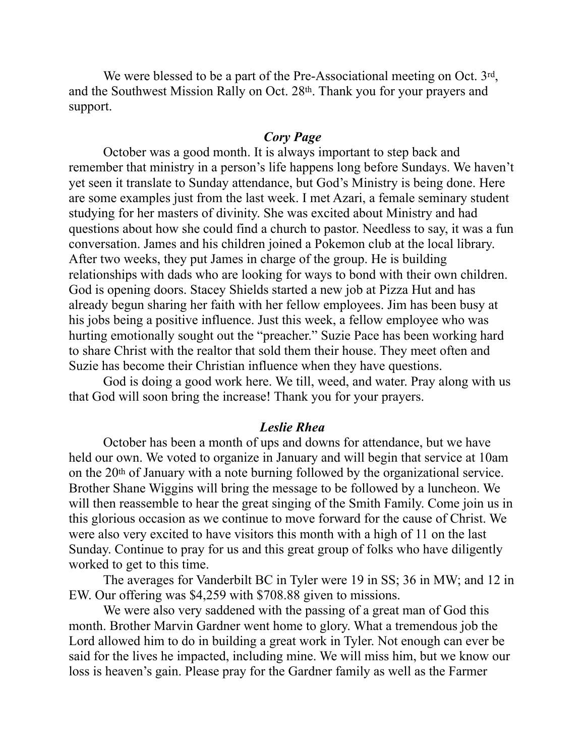We were blessed to be a part of the Pre-Associational meeting on Oct. 3rd, and the Southwest Mission Rally on Oct. 28th. Thank you for your prayers and support.

### *Cory Page*

October was a good month. It is always important to step back and remember that ministry in a person's life happens long before Sundays. We haven't yet seen it translate to Sunday attendance, but God's Ministry is being done. Here are some examples just from the last week. I met Azari, a female seminary student studying for her masters of divinity. She was excited about Ministry and had questions about how she could find a church to pastor. Needless to say, it was a fun conversation. James and his children joined a Pokemon club at the local library. After two weeks, they put James in charge of the group. He is building relationships with dads who are looking for ways to bond with their own children. God is opening doors. Stacey Shields started a new job at Pizza Hut and has already begun sharing her faith with her fellow employees. Jim has been busy at his jobs being a positive influence. Just this week, a fellow employee who was hurting emotionally sought out the "preacher." Suzie Pace has been working hard to share Christ with the realtor that sold them their house. They meet often and Suzie has become their Christian influence when they have questions.

God is doing a good work here. We till, weed, and water. Pray along with us that God will soon bring the increase! Thank you for your prayers.

### *Leslie Rhea*

October has been a month of ups and downs for attendance, but we have held our own. We voted to organize in January and will begin that service at 10am on the 20th of January with a note burning followed by the organizational service. Brother Shane Wiggins will bring the message to be followed by a luncheon. We will then reassemble to hear the great singing of the Smith Family. Come join us in this glorious occasion as we continue to move forward for the cause of Christ. We were also very excited to have visitors this month with a high of 11 on the last Sunday. Continue to pray for us and this great group of folks who have diligently worked to get to this time.

The averages for Vanderbilt BC in Tyler were 19 in SS; 36 in MW; and 12 in EW. Our offering was $4,259 with $708.88 given to missions.

We were also very saddened with the passing of a great man of God this month. Brother Marvin Gardner went home to glory. What a tremendous job the Lord allowed him to do in building a great work in Tyler. Not enough can ever be said for the lives he impacted, including mine. We will miss him, but we know our loss is heaven's gain. Please pray for the Gardner family as well as the Farmer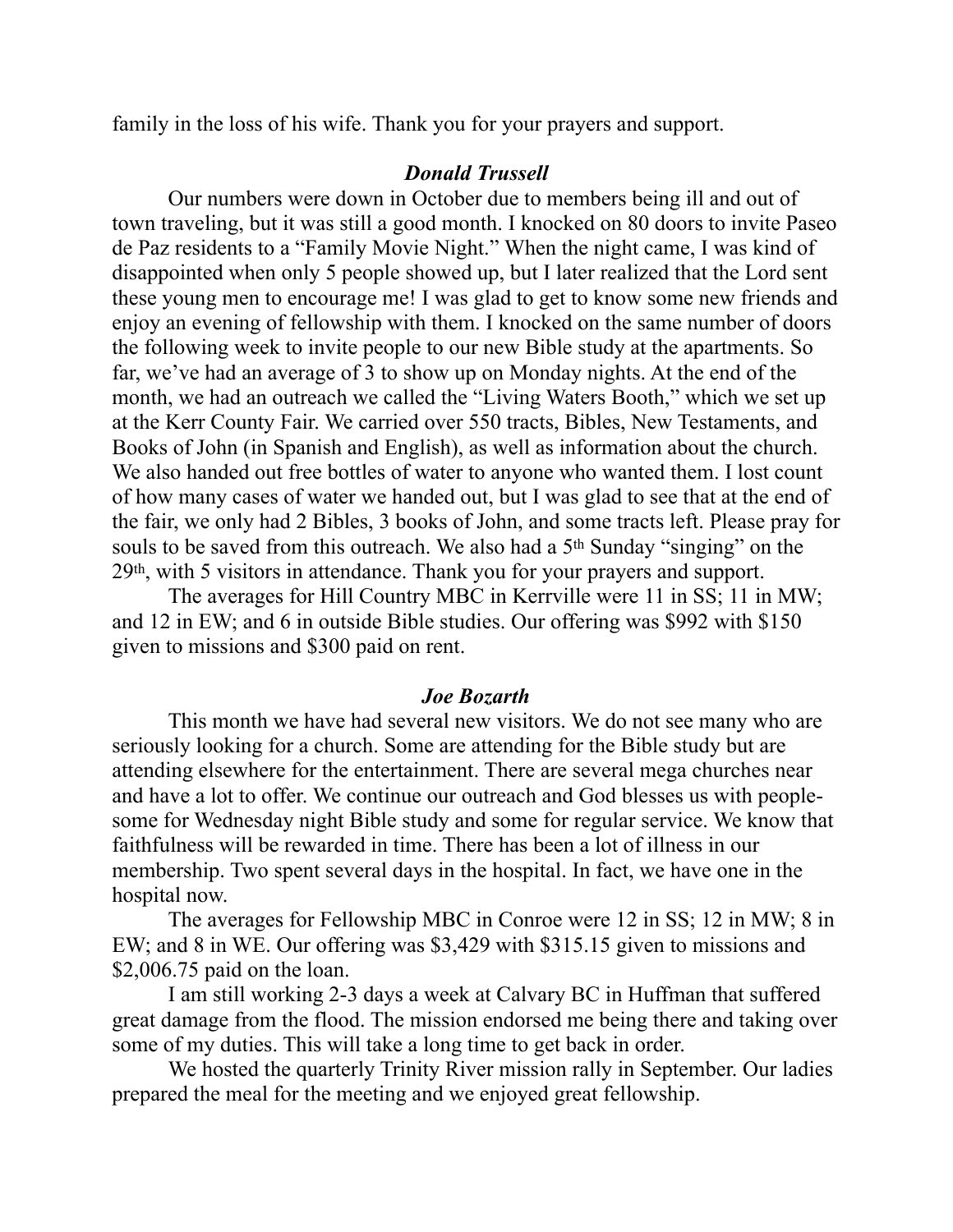family in the loss of his wife. Thank you for your prayers and support.

***Donald Trussell***

Our numbers were down in October due to members being ill and out of town traveling, but it was still a good month. I knocked on 80 doors to invite Paseo de Paz residents to a "Family Movie Night." When the night came, I was kind of disappointed when only 5 people showed up, but I later realized that the Lord sent these young men to encourage me! I was glad to get to know some new friends and enjoy an evening of fellowship with them. I knocked on the same number of doors the following week to invite people to our new Bible study at the apartments. So far, we've had an average of 3 to show up on Monday nights. At the end of the month, we had an outreach we called the "Living Waters Booth," which we set up at the Kerr County Fair. We carried over 550 tracts, Bibles, New Testaments, and Books of John (in Spanish and English), as well as information about the church. We also handed out free bottles of water to anyone who wanted them. I lost count of how many cases of water we handed out, but I was glad to see that at the end of the fair, we only had 2 Bibles, 3 books of John, and some tracts left. Please pray for souls to be saved from this outreach. We also had a 5th Sunday "singing" on the 29th, with 5 visitors in attendance. Thank you for your prayers and support.

The averages for Hill Country MBC in Kerrville were 11 in SS; 11 in MW; and 12 in EW; and 6 in outside Bible studies. Our offering was $992 with $150 given to missions and $300 paid on rent.

***Joe Bozarth***

This month we have had several new visitors. We do not see many who are seriously looking for a church. Some are attending for the Bible study but are attending elsewhere for the entertainment. There are several mega churches near and have a lot to offer. We continue our outreach and God blesses us with people-some for Wednesday night Bible study and some for regular service. We know that faithfulness will be rewarded in time. There has been a lot of illness in our membership. Two spent several days in the hospital. In fact, we have one in the hospital now.

The averages for Fellowship MBC in Conroe were 12 in SS; 12 in MW; 8 in EW; and 8 in WE. Our offering was $3,429 with $315.15 given to missions and $2,006.75 paid on the loan.

I am still working 2-3 days a week at Calvary BC in Huffman that suffered great damage from the flood. The mission endorsed me being there and taking over some of my duties. This will take a long time to get back in order.

We hosted the quarterly Trinity River mission rally in September. Our ladies prepared the meal for the meeting and we enjoyed great fellowship.